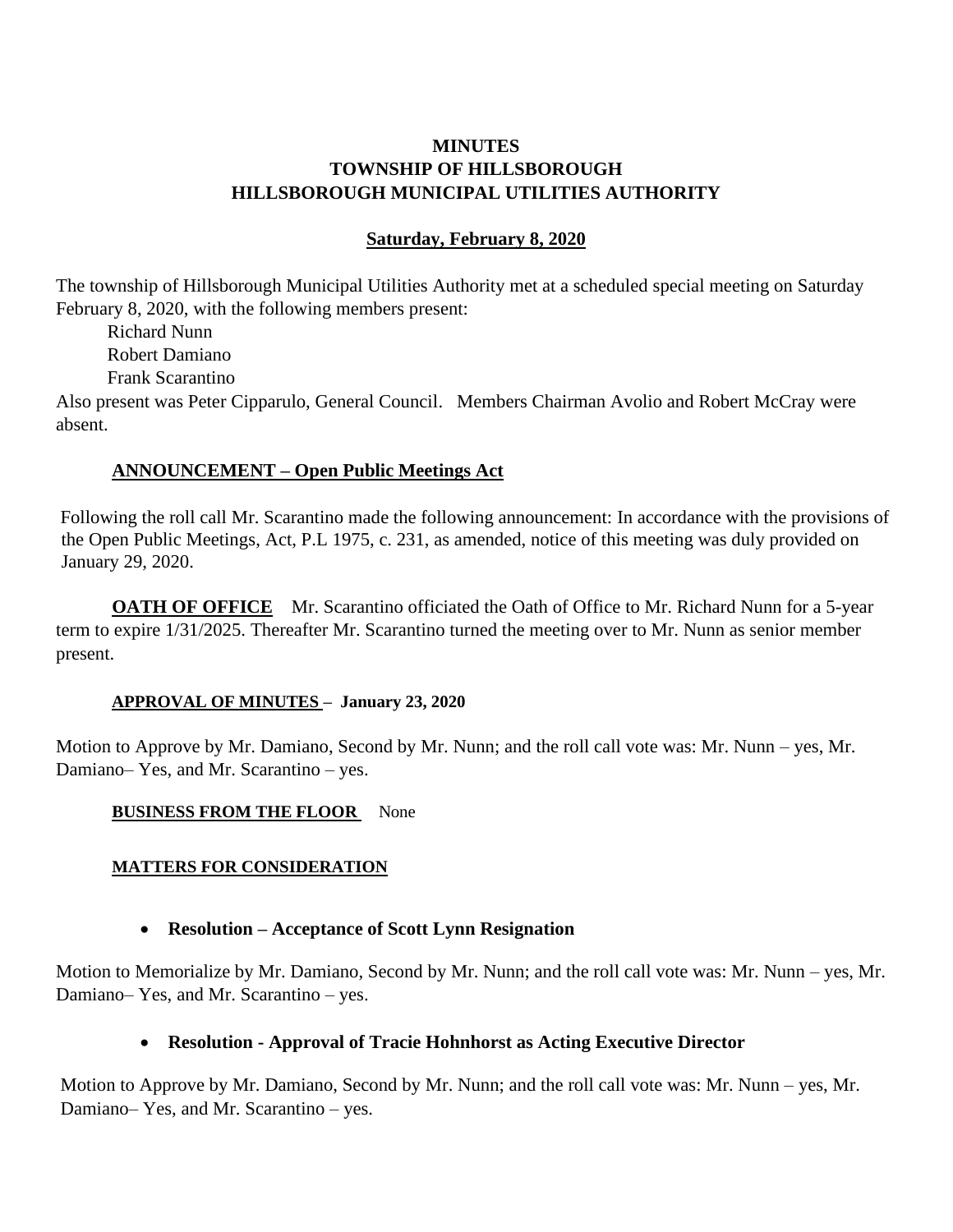# MINUTES
# TOWNSHIP OF HILLSBOROUGH
# HILLSBOROUGH MUNICIPAL UTILITIES AUTHORITY

## Saturday, February 8, 2020

The township of Hillsborough Municipal Utilities Authority met at a scheduled special meeting on Saturday February 8, 2020, with the following members present:

Richard Nunn
Robert Damiano
Frank Scarantino

Also present was Peter Cipparulo, General Council. Members Chairman Avolio and Robert McCray were absent.

### ANNOUNCEMENT – Open Public Meetings Act

Following the roll call Mr. Scarantino made the following announcement: In accordance with the provisions of the Open Public Meetings, Act, P.L 1975, c. 231, as amended, notice of this meeting was duly provided on January 29, 2020.

**OATH OF OFFICE** Mr. Scarantino officiated the Oath of Office to Mr. Richard Nunn for a 5-year term to expire 1/31/2025. Thereafter Mr. Scarantino turned the meeting over to Mr. Nunn as senior member present.

**APPROVAL OF MINUTES – January 23, 2020**

Motion to Approve by Mr. Damiano, Second by Mr. Nunn; and the roll call vote was: Mr. Nunn – yes, Mr. Damiano– Yes, and Mr. Scarantino – yes.

**BUSINESS FROM THE FLOOR** None

**MATTERS FOR CONSIDERATION**

- **Resolution – Acceptance of Scott Lynn Resignation**

Motion to Memorialize by Mr. Damiano, Second by Mr. Nunn; and the roll call vote was: Mr. Nunn – yes, Mr. Damiano– Yes, and Mr. Scarantino – yes.

- **Resolution - Approval of Tracie Hohnhorst as Acting Executive Director**

Motion to Approve by Mr. Damiano, Second by Mr. Nunn; and the roll call vote was: Mr. Nunn – yes, Mr. Damiano– Yes, and Mr. Scarantino – yes.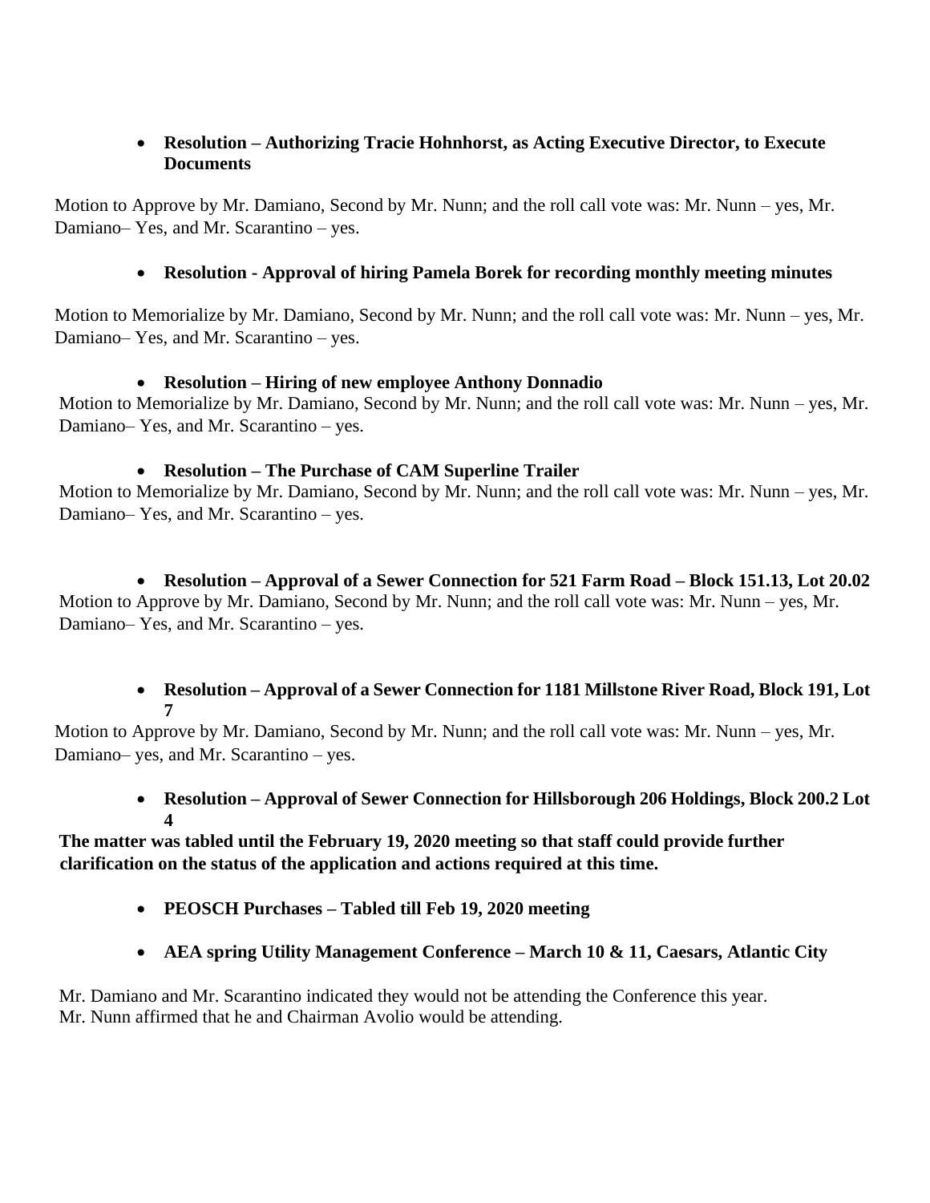- **Resolution – Authorizing Tracie Hohnhorst, as Acting Executive Director, to Execute Documents**

Motion to Approve by Mr. Damiano, Second by Mr. Nunn; and the roll call vote was: Mr. Nunn – yes, Mr. Damiano– Yes, and Mr. Scarantino – yes.

- **Resolution - Approval of hiring Pamela Borek for recording monthly meeting minutes**

Motion to Memorialize by Mr. Damiano, Second by Mr. Nunn; and the roll call vote was: Mr. Nunn – yes, Mr. Damiano– Yes, and Mr. Scarantino – yes.

- **Resolution – Hiring of new employee Anthony Donnadio**

Motion to Memorialize by Mr. Damiano, Second by Mr. Nunn; and the roll call vote was: Mr. Nunn – yes, Mr. Damiano– Yes, and Mr. Scarantino – yes.

- **Resolution – The Purchase of CAM Superline Trailer**

Motion to Memorialize by Mr. Damiano, Second by Mr. Nunn; and the roll call vote was: Mr. Nunn – yes, Mr. Damiano– Yes, and Mr. Scarantino – yes.

- **Resolution – Approval of a Sewer Connection for 521 Farm Road – Block 151.13, Lot 20.02**

Motion to Approve by Mr. Damiano, Second by Mr. Nunn; and the roll call vote was: Mr. Nunn – yes, Mr. Damiano– Yes, and Mr. Scarantino – yes.

- **Resolution – Approval of a Sewer Connection for 1181 Millstone River Road, Block 191, Lot 7**

Motion to Approve by Mr. Damiano, Second by Mr. Nunn; and the roll call vote was: Mr. Nunn – yes, Mr. Damiano– yes, and Mr. Scarantino – yes.

- **Resolution – Approval of Sewer Connection for Hillsborough 206 Holdings, Block 200.2 Lot 4**

**The matter was tabled until the February 19, 2020 meeting so that staff could provide further clarification on the status of the application and actions required at this time.**

- **PEOSCH Purchases – Tabled till Feb 19, 2020 meeting**

- **AEA spring Utility Management Conference – March 10 & 11, Caesars, Atlantic City**

Mr. Damiano and Mr. Scarantino indicated they would not be attending the Conference this year.
Mr. Nunn affirmed that he and Chairman Avolio would be attending.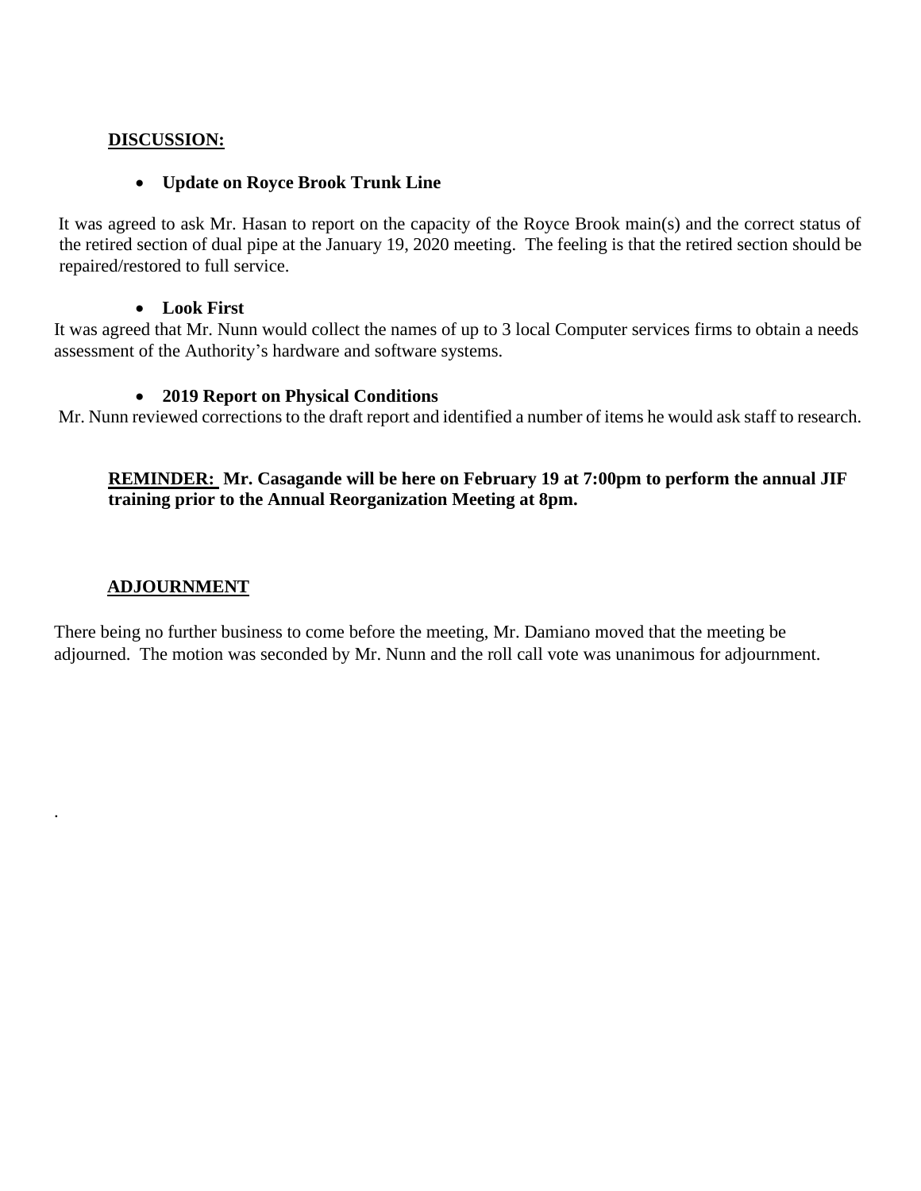**DISCUSSION:**

- **Update on Royce Brook Trunk Line**

It was agreed to ask Mr. Hasan to report on the capacity of the Royce Brook main(s) and the correct status of the retired section of dual pipe at the January 19, 2020 meeting. The feeling is that the retired section should be repaired/restored to full service.

- **Look First**

It was agreed that Mr. Nunn would collect the names of up to 3 local Computer services firms to obtain a needs assessment of the Authority's hardware and software systems.

- **2019 Report on Physical Conditions**

Mr. Nunn reviewed corrections to the draft report and identified a number of items he would ask staff to research.

**REMINDER: Mr. Casagande will be here on February 19 at 7:00pm to perform the annual JIF training prior to the Annual Reorganization Meeting at 8pm.**

**ADJOURNMENT**

There being no further business to come before the meeting, Mr. Damiano moved that the meeting be adjourned. The motion was seconded by Mr. Nunn and the roll call vote was unanimous for adjournment.

.